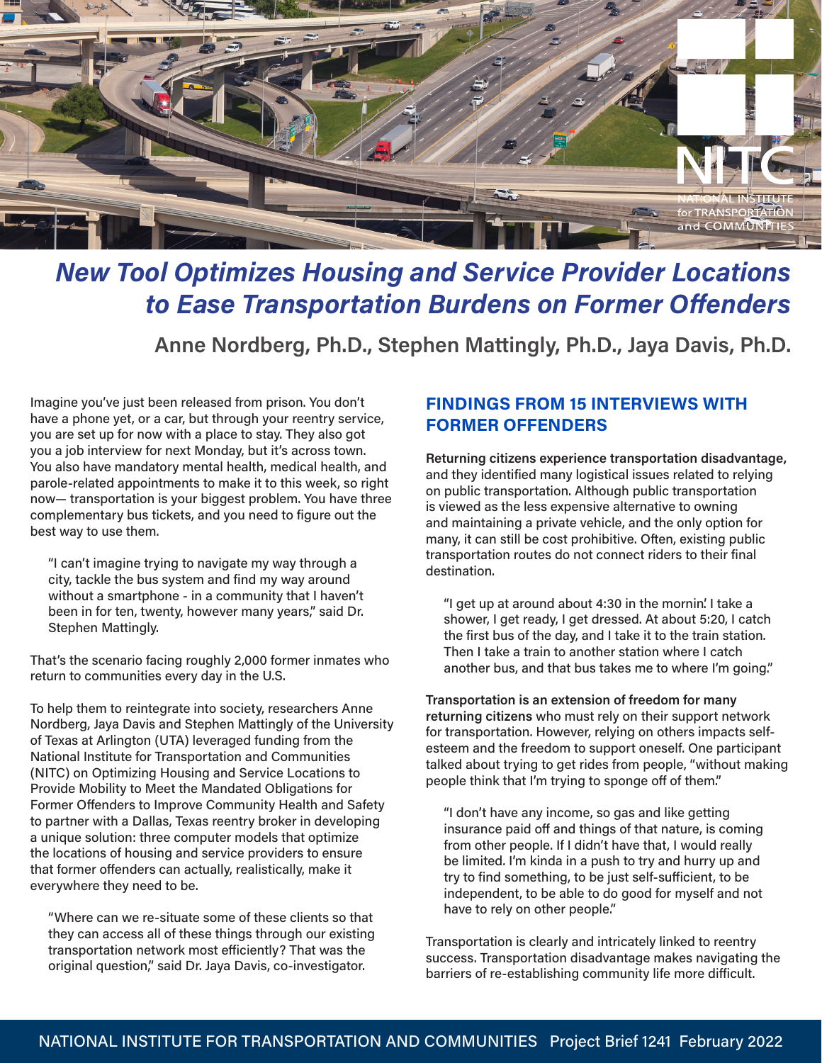# New Tool Optimizes Housing and Service Provider Locations to Ease Transportation Burdens on Former Offenders

**Anne Nordberg, Ph.D., Stephen Mattingly, Ph.D., Jaya Davis, Ph.D.**

Imagine you've just been released from prison. You don't have a phone yet, or a car, but through your reentry service, you are set up for now with a place to stay. They also got you a job interview for next Monday, but it's across town. You also have mandatory mental health, medical health, and parole-related appointments to make it to this week, so right now— transportation is your biggest problem. You have three complementary bus tickets, and you need to figure out the best way to use them.

> "I can't imagine trying to navigate my way through a city, tackle the bus system and find my way around without a smartphone - in a community that I haven't been in for ten, twenty, however many years," said Dr. Stephen Mattingly.

That's the scenario facing roughly 2,000 former inmates who return to communities every day in the U.S.

To help them to reintegrate into society, researchers Anne Nordberg, Jaya Davis and Stephen Mattingly of the University of Texas at Arlington (UTA) leveraged funding from the National Institute for Transportation and Communities (NITC) on Optimizing Housing and Service Locations to Provide Mobility to Meet the Mandated Obligations for Former Offenders to Improve Community Health and Safety to partner with a Dallas, Texas reentry broker in developing a unique solution: three computer models that optimize the locations of housing and service providers to ensure that former offenders can actually, realistically, make it everywhere they need to be.

> "Where can we re-situate some of these clients so that they can access all of these things through our existing transportation network most efficiently? That was the original question," said Dr. Jaya Davis, co-investigator.

## FINDINGS FROM 15 INTERVIEWS WITH FORMER OFFENDERS

**Returning citizens experience transportation disadvantage,** and they identified many logistical issues related to relying on public transportation. Although public transportation is viewed as the less expensive alternative to owning and maintaining a private vehicle, and the only option for many, it can still be cost prohibitive. Often, existing public transportation routes do not connect riders to their final destination.

> "I get up at around about 4:30 in the mornin'. I take a shower, I get ready, I get dressed. At about 5:20, I catch the first bus of the day, and I take it to the train station. Then I take a train to another station where I catch another bus, and that bus takes me to where I'm going."

**Transportation is an extension of freedom for many returning citizens** who must rely on their support network for transportation. However, relying on others impacts self-esteem and the freedom to support oneself. One participant talked about trying to get rides from people, "without making people think that I'm trying to sponge off of them."

> "I don't have any income, so gas and like getting insurance paid off and things of that nature, is coming from other people. If I didn't have that, I would really be limited. I'm kinda in a push to try and hurry up and try to find something, to be just self-sufficient, to be independent, to be able to do good for myself and not have to rely on other people."

Transportation is clearly and intricately linked to reentry success. Transportation disadvantage makes navigating the barriers of re-establishing community life more difficult.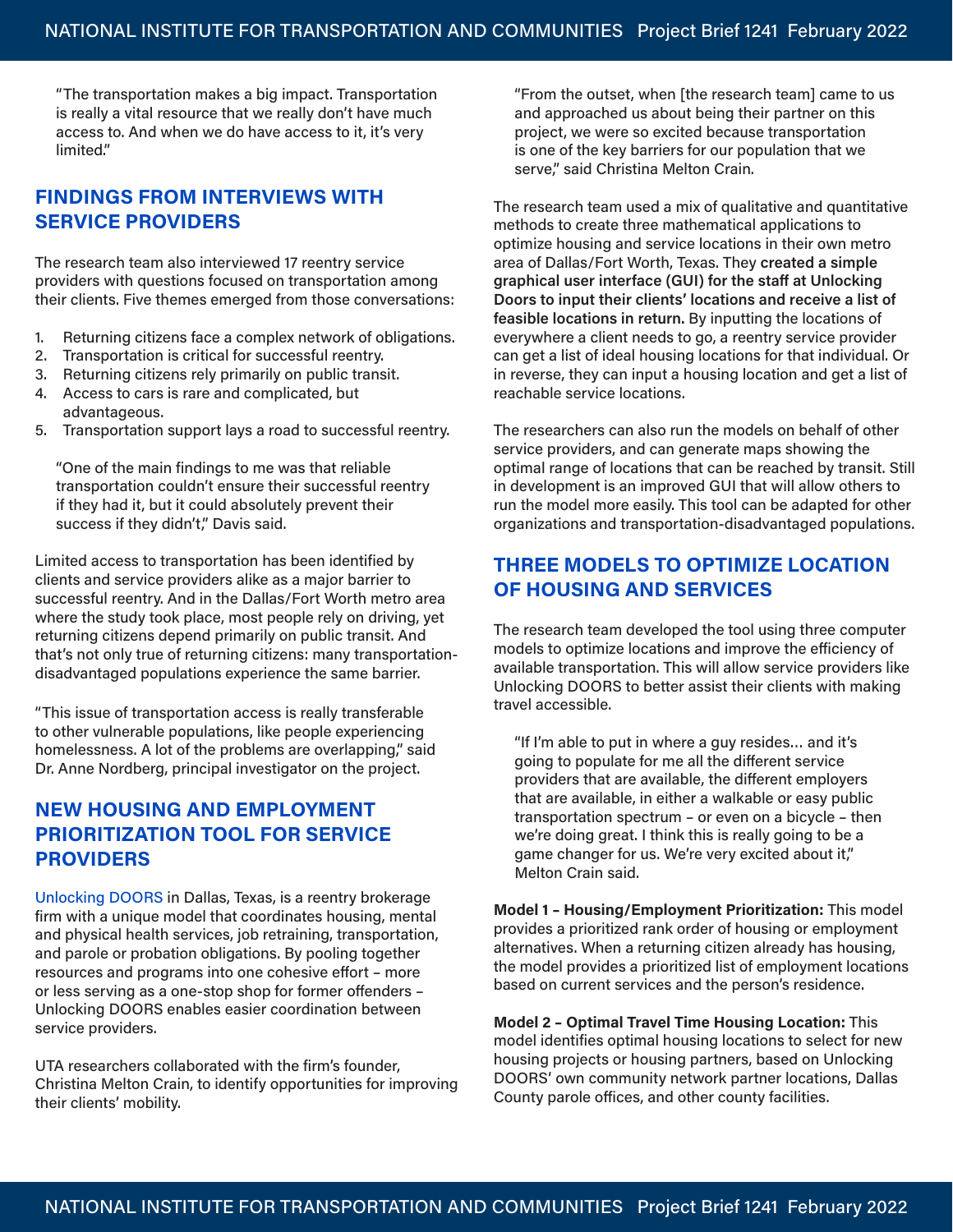"The transportation makes a big impact. Transportation is really a vital resource that we really don't have much access to. And when we do have access to it, it's very limited."

## FINDINGS FROM INTERVIEWS WITH SERVICE PROVIDERS

The research team also interviewed 17 reentry service providers with questions focused on transportation among their clients. Five themes emerged from those conversations:

1. Returning citizens face a complex network of obligations.
2. Transportation is critical for successful reentry.
3. Returning citizens rely primarily on public transit.
4. Access to cars is rare and complicated, but advantageous.
5. Transportation support lays a road to successful reentry.

"One of the main findings to me was that reliable transportation couldn't ensure their successful reentry if they had it, but it could absolutely prevent their success if they didn't," Davis said.

Limited access to transportation has been identified by clients and service providers alike as a major barrier to successful reentry. And in the Dallas/Fort Worth metro area where the study took place, most people rely on driving, yet returning citizens depend primarily on public transit. And that's not only true of returning citizens: many transportation-disadvantaged populations experience the same barrier.

"This issue of transportation access is really transferable to other vulnerable populations, like people experiencing homelessness. A lot of the problems are overlapping," said Dr. Anne Nordberg, principal investigator on the project.

## NEW HOUSING AND EMPLOYMENT PRIORITIZATION TOOL FOR SERVICE PROVIDERS

Unlocking DOORS in Dallas, Texas, is a reentry brokerage firm with a unique model that coordinates housing, mental and physical health services, job retraining, transportation, and parole or probation obligations. By pooling together resources and programs into one cohesive effort – more or less serving as a one-stop shop for former offenders – Unlocking DOORS enables easier coordination between service providers.

UTA researchers collaborated with the firm's founder, Christina Melton Crain, to identify opportunities for improving their clients' mobility.

"From the outset, when [the research team] came to us and approached us about being their partner on this project, we were so excited because transportation is one of the key barriers for our population that we serve," said Christina Melton Crain.

The research team used a mix of qualitative and quantitative methods to create three mathematical applications to optimize housing and service locations in their own metro area of Dallas/Fort Worth, Texas. They **created a simple graphical user interface (GUI) for the staff at Unlocking Doors to input their clients' locations and receive a list of feasible locations in return.** By inputting the locations of everywhere a client needs to go, a reentry service provider can get a list of ideal housing locations for that individual. Or in reverse, they can input a housing location and get a list of reachable service locations.

The researchers can also run the models on behalf of other service providers, and can generate maps showing the optimal range of locations that can be reached by transit. Still in development is an improved GUI that will allow others to run the model more easily. This tool can be adapted for other organizations and transportation-disadvantaged populations.

## THREE MODELS TO OPTIMIZE LOCATION OF HOUSING AND SERVICES

The research team developed the tool using three computer models to optimize locations and improve the efficiency of available transportation. This will allow service providers like Unlocking DOORS to better assist their clients with making travel accessible.

"If I'm able to put in where a guy resides… and it's going to populate for me all the different service providers that are available, the different employers that are available, in either a walkable or easy public transportation spectrum – or even on a bicycle – then we're doing great. I think this is really going to be a game changer for us. We're very excited about it," Melton Crain said.

**Model 1 – Housing/Employment Prioritization:** This model provides a prioritized rank order of housing or employment alternatives. When a returning citizen already has housing, the model provides a prioritized list of employment locations based on current services and the person's residence.

**Model 2 – Optimal Travel Time Housing Location:** This model identifies optimal housing locations to select for new housing projects or housing partners, based on Unlocking DOORS' own community network partner locations, Dallas County parole offices, and other county facilities.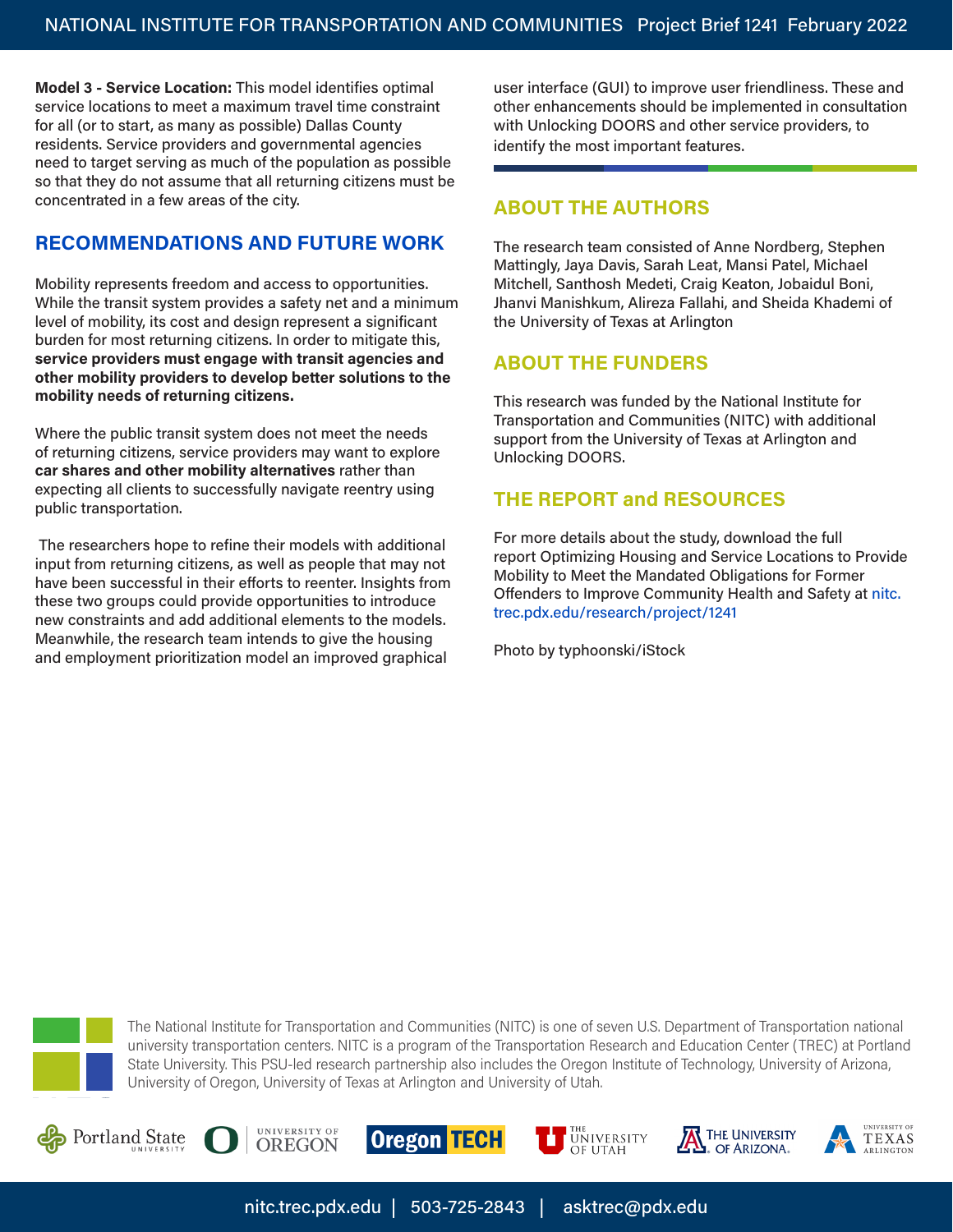**Model 3 - Service Location:** This model identifies optimal service locations to meet a maximum travel time constraint for all (or to start, as many as possible) Dallas County residents. Service providers and governmental agencies need to target serving as much of the population as possible so that they do not assume that all returning citizens must be concentrated in a few areas of the city.

## RECOMMENDATIONS AND FUTURE WORK

Mobility represents freedom and access to opportunities. While the transit system provides a safety net and a minimum level of mobility, its cost and design represent a significant burden for most returning citizens. In order to mitigate this, **service providers must engage with transit agencies and other mobility providers to develop better solutions to the mobility needs of returning citizens.**

Where the public transit system does not meet the needs of returning citizens, service providers may want to explore **car shares and other mobility alternatives** rather than expecting all clients to successfully navigate reentry using public transportation.

The researchers hope to refine their models with additional input from returning citizens, as well as people that may not have been successful in their efforts to reenter. Insights from these two groups could provide opportunities to introduce new constraints and add additional elements to the models. Meanwhile, the research team intends to give the housing and employment prioritization model an improved graphical user interface (GUI) to improve user friendliness. These and other enhancements should be implemented in consultation with Unlocking DOORS and other service providers, to identify the most important features.

## ABOUT THE AUTHORS

The research team consisted of Anne Nordberg, Stephen Mattingly, Jaya Davis, Sarah Leat, Mansi Patel, Michael Mitchell, Santhosh Medeti, Craig Keaton, Jobaidul Boni, Jhanvi Manishkum, Alireza Fallahi, and Sheida Khademi of the University of Texas at Arlington

## ABOUT THE FUNDERS

This research was funded by the National Institute for Transportation and Communities (NITC) with additional support from the University of Texas at Arlington and Unlocking DOORS.

## THE REPORT and RESOURCES

For more details about the study, download the full report Optimizing Housing and Service Locations to Provide Mobility to Meet the Mandated Obligations for Former Offenders to Improve Community Health and Safety at nitc.trec.pdx.edu/research/project/1241

Photo by typhoonski/iStock

The National Institute for Transportation and Communities (NITC) is one of seven U.S. Department of Transportation national university transportation centers. NITC is a program of the Transportation Research and Education Center (TREC) at Portland State University. This PSU-led research partnership also includes the Oregon Institute of Technology, University of Arizona, University of Oregon, University of Texas at Arlington and University of Utah.

nitc.trec.pdx.edu | 503-725-2843 | asktrec@pdx.edu